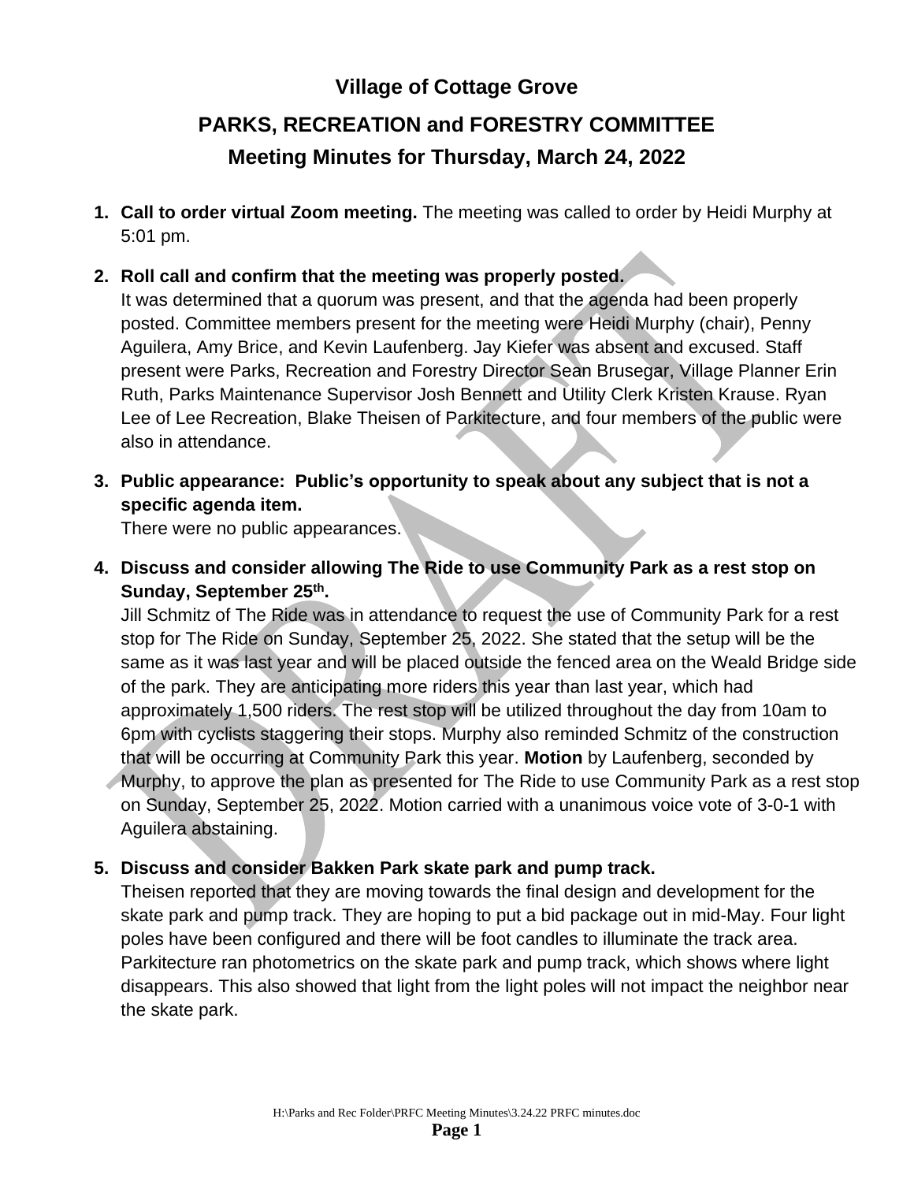# Village of Cottage Grove

## PARKS, RECREATION and FORESTRY COMMITTEE

## Meeting Minutes for Thursday, March 24, 2022

1. **Call to order virtual Zoom meeting.** The meeting was called to order by Heidi Murphy at 5:01 pm.

2. **Roll call and confirm that the meeting was properly posted.**
   It was determined that a quorum was present, and that the agenda had been properly posted. Committee members present for the meeting were Heidi Murphy (chair), Penny Aguilera, Amy Brice, and Kevin Laufenberg. Jay Kiefer was absent and excused. Staff present were Parks, Recreation and Forestry Director Sean Brusegar, Village Planner Erin Ruth, Parks Maintenance Supervisor Josh Bennett and Utility Clerk Kristen Krause. Ryan Lee of Lee Recreation, Blake Theisen of Parkitecture, and four members of the public were also in attendance.

3. **Public appearance: Public's opportunity to speak about any subject that is not a specific agenda item.**
   There were no public appearances.

4. **Discuss and consider allowing The Ride to use Community Park as a rest stop on Sunday, September 25th.**
   Jill Schmitz of The Ride was in attendance to request the use of Community Park for a rest stop for The Ride on Sunday, September 25, 2022. She stated that the setup will be the same as it was last year and will be placed outside the fenced area on the Weald Bridge side of the park. They are anticipating more riders this year than last year, which had approximately 1,500 riders. The rest stop will be utilized throughout the day from 10am to 6pm with cyclists staggering their stops. Murphy also reminded Schmitz of the construction that will be occurring at Community Park this year. **Motion** by Laufenberg, seconded by Murphy, to approve the plan as presented for The Ride to use Community Park as a rest stop on Sunday, September 25, 2022. Motion carried with a unanimous voice vote of 3-0-1 with Aguilera abstaining.

5. **Discuss and consider Bakken Park skate park and pump track.**
   Theisen reported that they are moving towards the final design and development for the skate park and pump track. They are hoping to put a bid package out in mid-May. Four light poles have been configured and there will be foot candles to illuminate the track area. Parkitecture ran photometrics on the skate park and pump track, which shows where light disappears. This also showed that light from the light poles will not impact the neighbor near the skate park.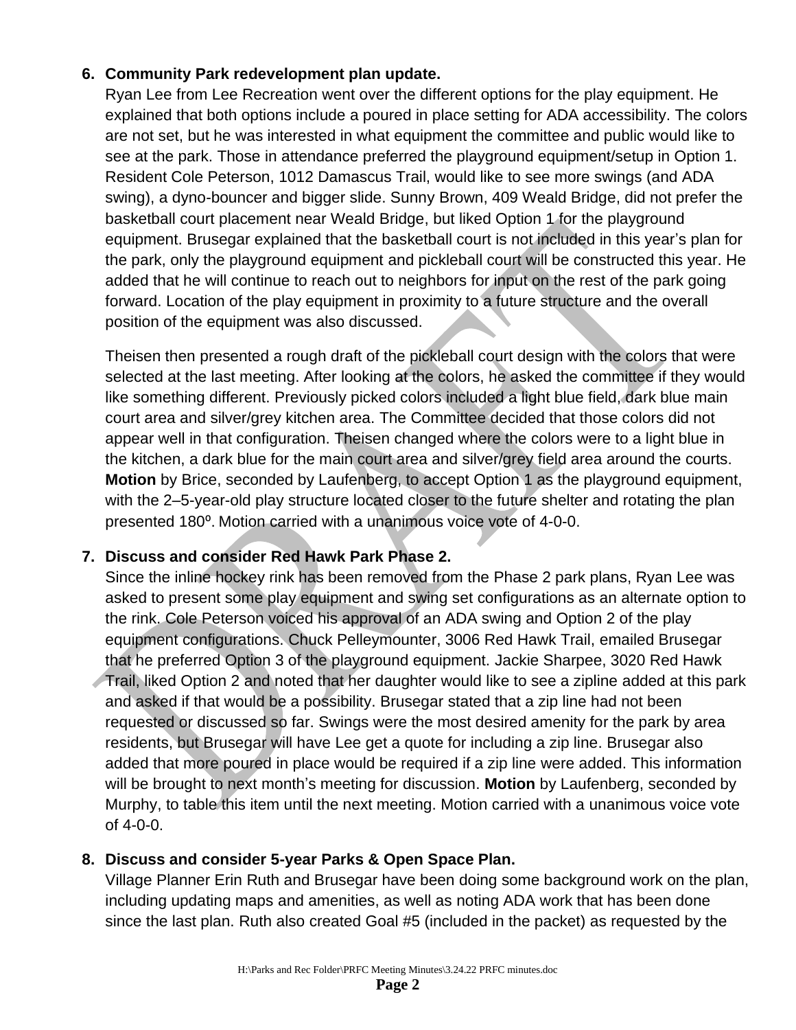6. **Community Park redevelopment plan update.**
   Ryan Lee from Lee Recreation went over the different options for the play equipment. He explained that both options include a poured in place setting for ADA accessibility. The colors are not set, but he was interested in what equipment the committee and public would like to see at the park. Those in attendance preferred the playground equipment/setup in Option 1. Resident Cole Peterson, 1012 Damascus Trail, would like to see more swings (and ADA swing), a dyno-bouncer and bigger slide. Sunny Brown, 409 Weald Bridge, did not prefer the basketball court placement near Weald Bridge, but liked Option 1 for the playground equipment. Brusegar explained that the basketball court is not included in this year's plan for the park, only the playground equipment and pickleball court will be constructed this year. He added that he will continue to reach out to neighbors for input on the rest of the park going forward. Location of the play equipment in proximity to a future structure and the overall position of the equipment was also discussed.

   Theisen then presented a rough draft of the pickleball court design with the colors that were selected at the last meeting. After looking at the colors, he asked the committee if they would like something different. Previously picked colors included a light blue field, dark blue main court area and silver/grey kitchen area. The Committee decided that those colors did not appear well in that configuration. Theisen changed where the colors were to a light blue in the kitchen, a dark blue for the main court area and silver/grey field area around the courts. **Motion** by Brice, seconded by Laufenberg, to accept Option 1 as the playground equipment, with the 2–5-year-old play structure located closer to the future shelter and rotating the plan presented 180º. Motion carried with a unanimous voice vote of 4-0-0.

7. **Discuss and consider Red Hawk Park Phase 2.**
   Since the inline hockey rink has been removed from the Phase 2 park plans, Ryan Lee was asked to present some play equipment and swing set configurations as an alternate option to the rink. Cole Peterson voiced his approval of an ADA swing and Option 2 of the play equipment configurations. Chuck Pelleymounter, 3006 Red Hawk Trail, emailed Brusegar that he preferred Option 3 of the playground equipment. Jackie Sharpee, 3020 Red Hawk Trail, liked Option 2 and noted that her daughter would like to see a zipline added at this park and asked if that would be a possibility. Brusegar stated that a zip line had not been requested or discussed so far. Swings were the most desired amenity for the park by area residents, but Brusegar will have Lee get a quote for including a zip line. Brusegar also added that more poured in place would be required if a zip line were added. This information will be brought to next month's meeting for discussion. **Motion** by Laufenberg, seconded by Murphy, to table this item until the next meeting. Motion carried with a unanimous voice vote of 4-0-0.

8. **Discuss and consider 5-year Parks & Open Space Plan.**
   Village Planner Erin Ruth and Brusegar have been doing some background work on the plan, including updating maps and amenities, as well as noting ADA work that has been done since the last plan. Ruth also created Goal #5 (included in the packet) as requested by the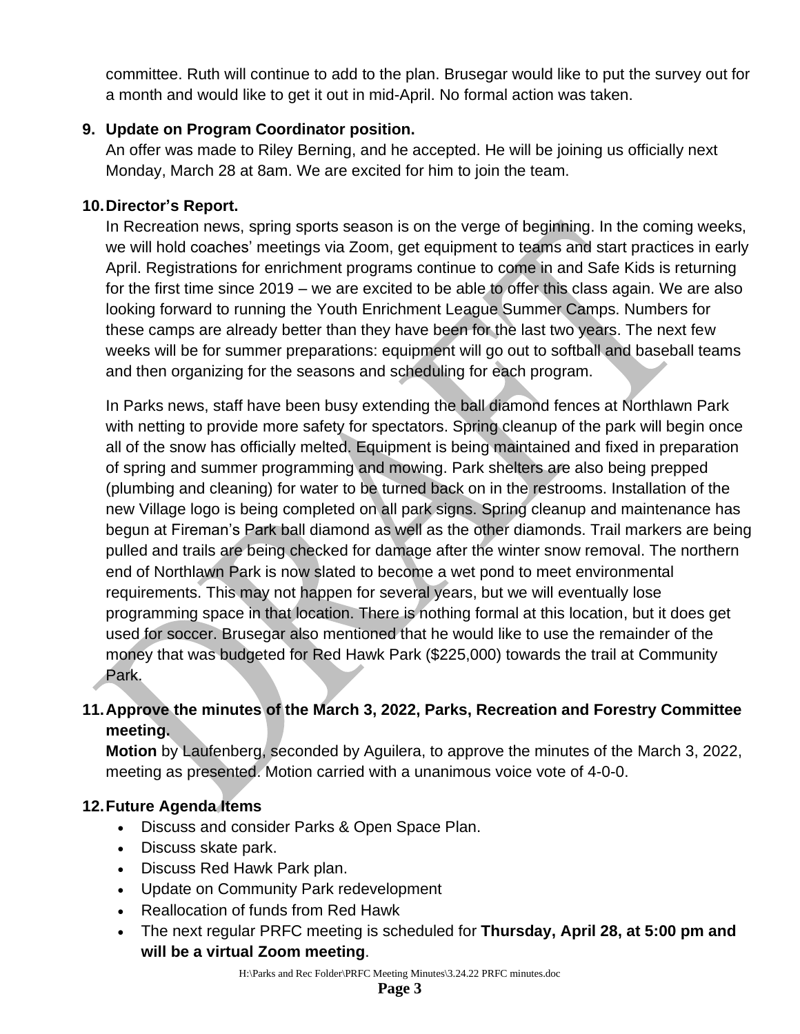committee. Ruth will continue to add to the plan. Brusegar would like to put the survey out for a month and would like to get it out in mid-April. No formal action was taken.

9. **Update on Program Coordinator position.**
   An offer was made to Riley Berning, and he accepted. He will be joining us officially next Monday, March 28 at 8am. We are excited for him to join the team.

10. **Director's Report.**
    In Recreation news, spring sports season is on the verge of beginning. In the coming weeks, we will hold coaches' meetings via Zoom, get equipment to teams and start practices in early April. Registrations for enrichment programs continue to come in and Safe Kids is returning for the first time since 2019 – we are excited to be able to offer this class again. We are also looking forward to running the Youth Enrichment League Summer Camps. Numbers for these camps are already better than they have been for the last two years. The next few weeks will be for summer preparations: equipment will go out to softball and baseball teams and then organizing for the seasons and scheduling for each program.

    In Parks news, staff have been busy extending the ball diamond fences at Northlawn Park with netting to provide more safety for spectators. Spring cleanup of the park will begin once all of the snow has officially melted. Equipment is being maintained and fixed in preparation of spring and summer programming and mowing. Park shelters are also being prepped (plumbing and cleaning) for water to be turned back on in the restrooms. Installation of the new Village logo is being completed on all park signs. Spring cleanup and maintenance has begun at Fireman's Park ball diamond as well as the other diamonds. Trail markers are being pulled and trails are being checked for damage after the winter snow removal. The northern end of Northlawn Park is now slated to become a wet pond to meet environmental requirements. This may not happen for several years, but we will eventually lose programming space in that location. There is nothing formal at this location, but it does get used for soccer. Brusegar also mentioned that he would like to use the remainder of the money that was budgeted for Red Hawk Park ($225,000) towards the trail at Community Park.

11. **Approve the minutes of the March 3, 2022, Parks, Recreation and Forestry Committee meeting.**
    **Motion** by Laufenberg, seconded by Aguilera, to approve the minutes of the March 3, 2022, meeting as presented. Motion carried with a unanimous voice vote of 4-0-0.

12. **Future Agenda Items**
    - Discuss and consider Parks & Open Space Plan.
    - Discuss skate park.
    - Discuss Red Hawk Park plan.
    - Update on Community Park redevelopment
    - Reallocation of funds from Red Hawk
    - The next regular PRFC meeting is scheduled for **Thursday, April 28, at 5:00 pm and will be a virtual Zoom meeting**.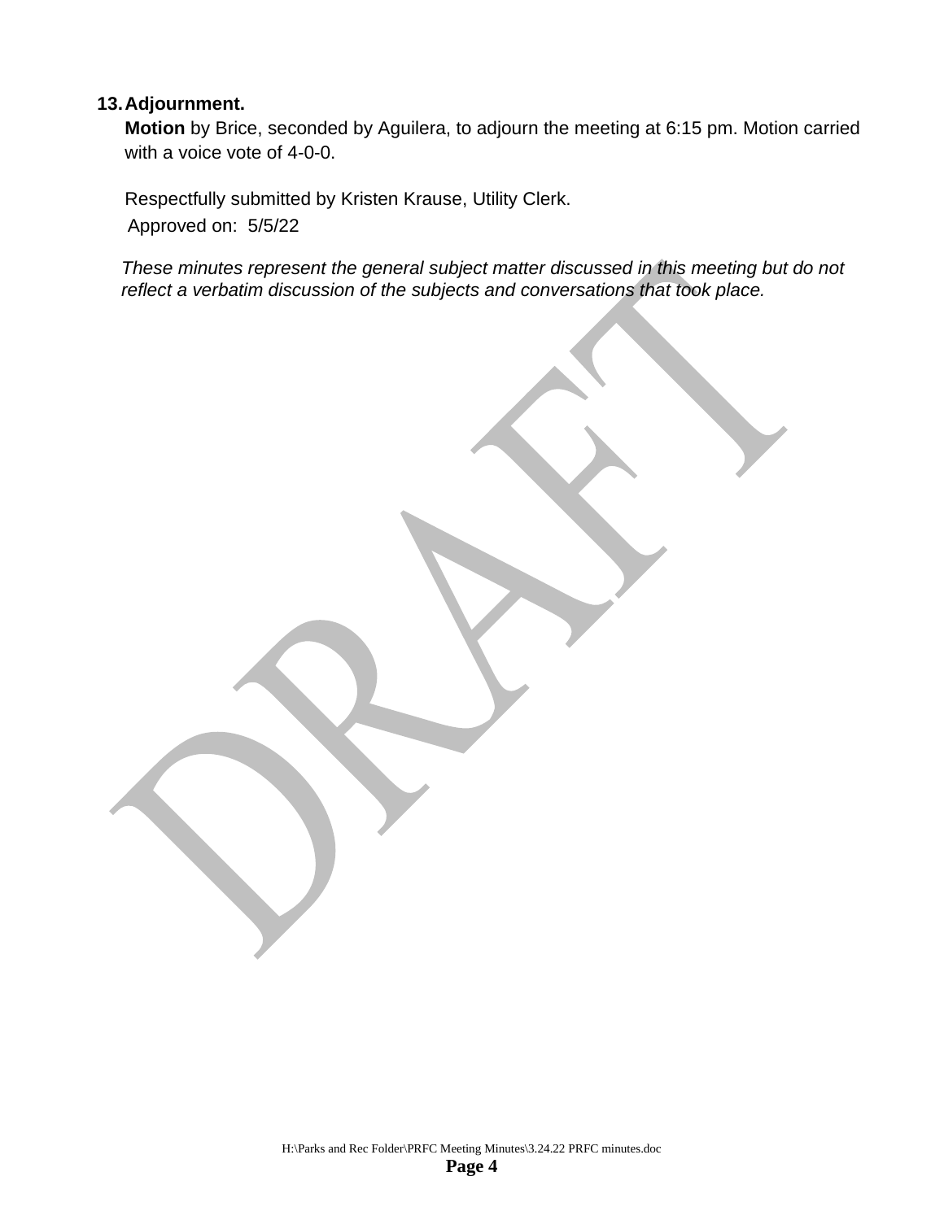13. **Adjournment.**

**Motion** by Brice, seconded by Aguilera, to adjourn the meeting at 6:15 pm. Motion carried with a voice vote of 4-0-0.

Respectfully submitted by Kristen Krause, Utility Clerk.

Approved on: 5/5/22

*These minutes represent the general subject matter discussed in this meeting but do not reflect a verbatim discussion of the subjects and conversations that took place.*

DRAFT